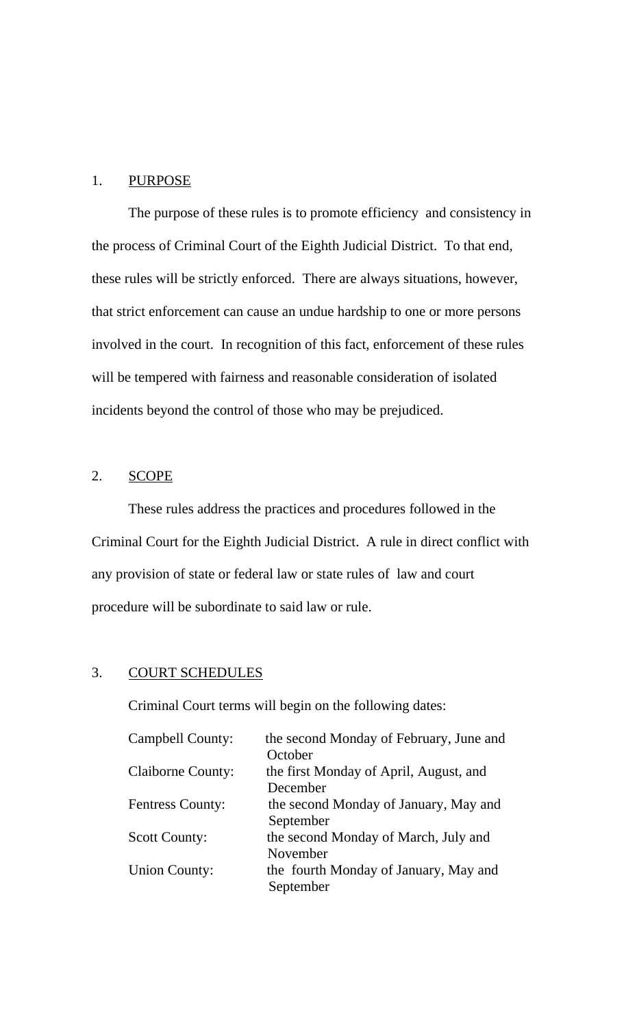## 1. PURPOSE

The purpose of these rules is to promote efficiency and consistency in the process of Criminal Court of the Eighth Judicial District. To that end, these rules will be strictly enforced. There are always situations, however, that strict enforcement can cause an undue hardship to one or more persons involved in the court. In recognition of this fact, enforcement of these rules will be tempered with fairness and reasonable consideration of isolated incidents beyond the control of those who may be prejudiced.

## 2. SCOPE

These rules address the practices and procedures followed in the Criminal Court for the Eighth Judicial District. A rule in direct conflict with any provision of state or federal law or state rules of law and court procedure will be subordinate to said law or rule.

## 3. COURT SCHEDULES

Criminal Court terms will begin on the following dates:

| | |
|---|---|
| Campbell County: | the second Monday of February, June and October |
| Claiborne County: | the first Monday of April, August, and December |
| Fentress County: | the second Monday of January, May and September |
| Scott County: | the second Monday of March, July and November |
| Union County: | the fourth Monday of January, May and September |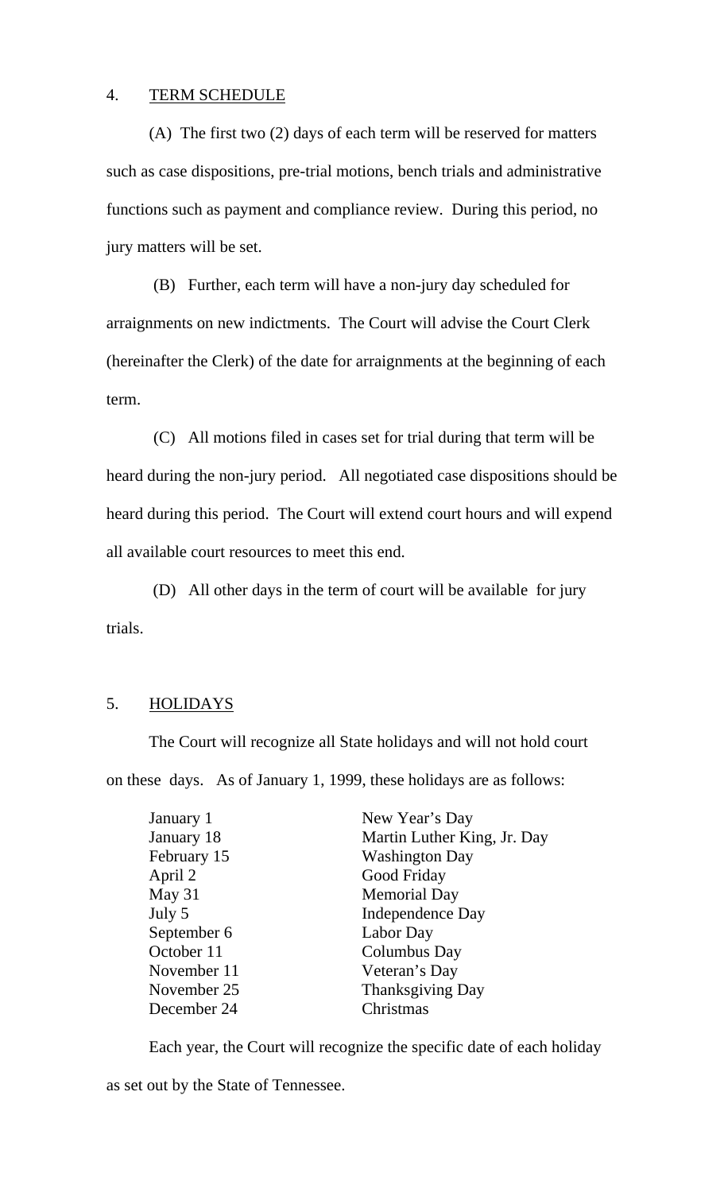## 4. TERM SCHEDULE

(A) The first two (2) days of each term will be reserved for matters such as case dispositions, pre-trial motions, bench trials and administrative functions such as payment and compliance review. During this period, no jury matters will be set.

(B) Further, each term will have a non-jury day scheduled for arraignments on new indictments. The Court will advise the Court Clerk (hereinafter the Clerk) of the date for arraignments at the beginning of each term.

(C) All motions filed in cases set for trial during that term will be heard during the non-jury period. All negotiated case dispositions should be heard during this period. The Court will extend court hours and will expend all available court resources to meet this end.

(D) All other days in the term of court will be available for jury trials.

## 5. HOLIDAYS

The Court will recognize all State holidays and will not hold court on these days. As of January 1, 1999, these holidays are as follows:

| | |
|---|---|
| January 1 | New Year's Day |
| January 18 | Martin Luther King, Jr. Day |
| February 15 | Washington Day |
| April 2 | Good Friday |
| May 31 | Memorial Day |
| July 5 | Independence Day |
| September 6 | Labor Day |
| October 11 | Columbus Day |
| November 11 | Veteran's Day |
| November 25 | Thanksgiving Day |
| December 24 | Christmas |

Each year, the Court will recognize the specific date of each holiday as set out by the State of Tennessee.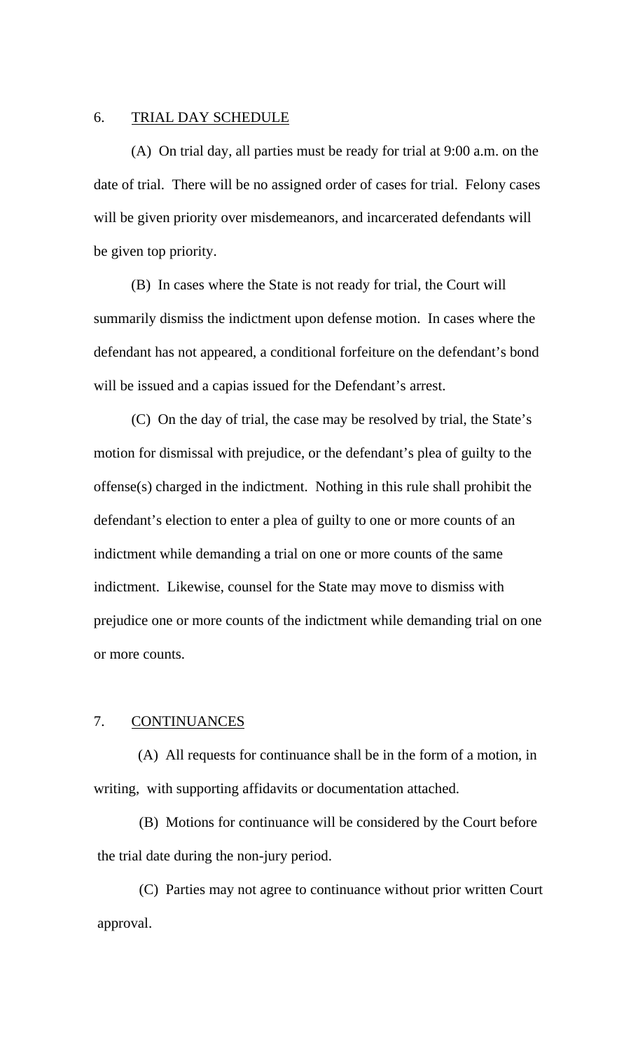## 6. TRIAL DAY SCHEDULE

(A) On trial day, all parties must be ready for trial at 9:00 a.m. on the date of trial. There will be no assigned order of cases for trial. Felony cases will be given priority over misdemeanors, and incarcerated defendants will be given top priority.

(B) In cases where the State is not ready for trial, the Court will summarily dismiss the indictment upon defense motion. In cases where the defendant has not appeared, a conditional forfeiture on the defendant's bond will be issued and a capias issued for the Defendant's arrest.

(C) On the day of trial, the case may be resolved by trial, the State's motion for dismissal with prejudice, or the defendant's plea of guilty to the offense(s) charged in the indictment. Nothing in this rule shall prohibit the defendant's election to enter a plea of guilty to one or more counts of an indictment while demanding a trial on one or more counts of the same indictment. Likewise, counsel for the State may move to dismiss with prejudice one or more counts of the indictment while demanding trial on one or more counts.

## 7. CONTINUANCES

(A) All requests for continuance shall be in the form of a motion, in writing, with supporting affidavits or documentation attached.

(B) Motions for continuance will be considered by the Court before the trial date during the non-jury period.

(C) Parties may not agree to continuance without prior written Court approval.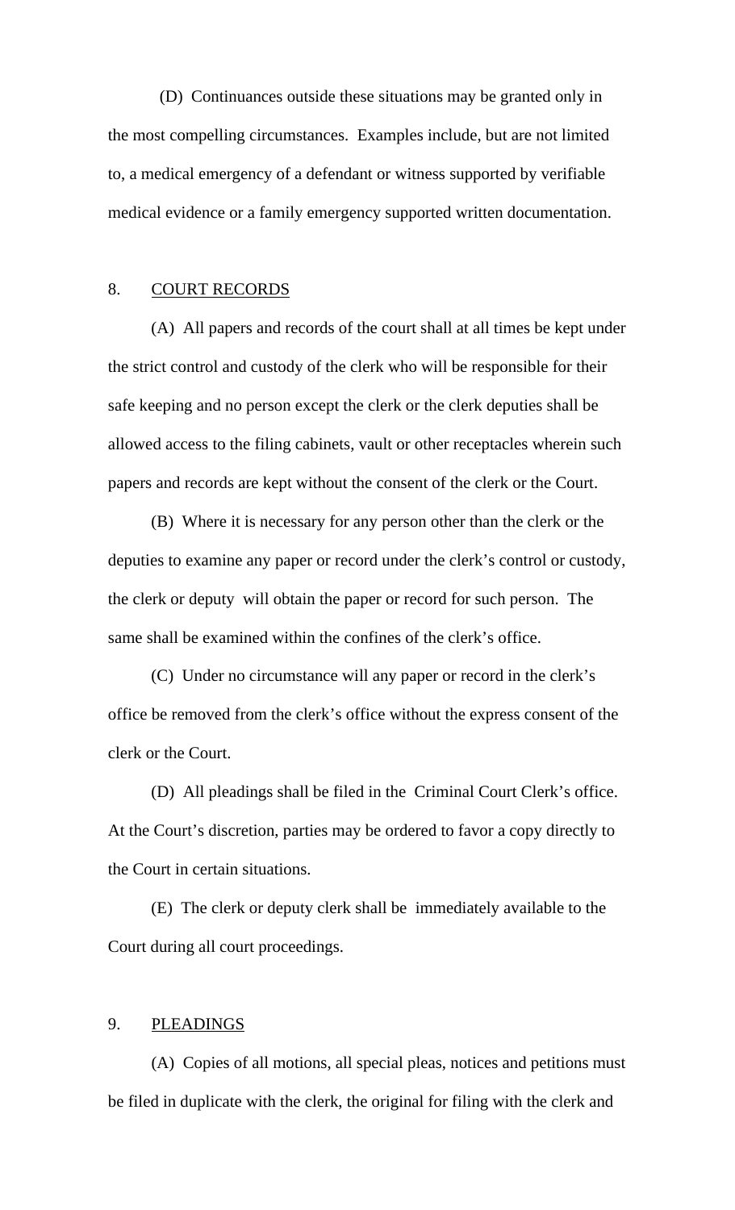(D) Continuances outside these situations may be granted only in the most compelling circumstances. Examples include, but are not limited to, a medical emergency of a defendant or witness supported by verifiable medical evidence or a family emergency supported written documentation.

8. <u>COURT RECORDS</u>

(A) All papers and records of the court shall at all times be kept under the strict control and custody of the clerk who will be responsible for their safe keeping and no person except the clerk or the clerk deputies shall be allowed access to the filing cabinets, vault or other receptacles wherein such papers and records are kept without the consent of the clerk or the Court.

(B) Where it is necessary for any person other than the clerk or the deputies to examine any paper or record under the clerk's control or custody, the clerk or deputy will obtain the paper or record for such person. The same shall be examined within the confines of the clerk's office.

(C) Under no circumstance will any paper or record in the clerk's office be removed from the clerk's office without the express consent of the clerk or the Court.

(D) All pleadings shall be filed in the Criminal Court Clerk's office. At the Court's discretion, parties may be ordered to favor a copy directly to the Court in certain situations.

(E) The clerk or deputy clerk shall be immediately available to the Court during all court proceedings.

9. <u>PLEADINGS</u>

(A) Copies of all motions, all special pleas, notices and petitions must be filed in duplicate with the clerk, the original for filing with the clerk and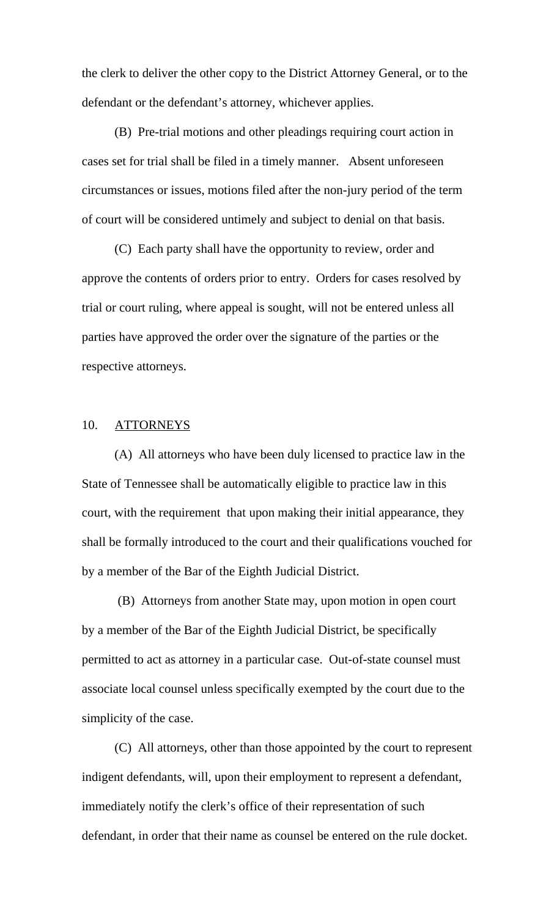the clerk to deliver the other copy to the District Attorney General, or to the defendant or the defendant's attorney, whichever applies.

(B) Pre-trial motions and other pleadings requiring court action in cases set for trial shall be filed in a timely manner. Absent unforeseen circumstances or issues, motions filed after the non-jury period of the term of court will be considered untimely and subject to denial on that basis.

(C) Each party shall have the opportunity to review, order and approve the contents of orders prior to entry. Orders for cases resolved by trial or court ruling, where appeal is sought, will not be entered unless all parties have approved the order over the signature of the parties or the respective attorneys.

## 10. ATTORNEYS

(A) All attorneys who have been duly licensed to practice law in the State of Tennessee shall be automatically eligible to practice law in this court, with the requirement that upon making their initial appearance, they shall be formally introduced to the court and their qualifications vouched for by a member of the Bar of the Eighth Judicial District.

(B) Attorneys from another State may, upon motion in open court by a member of the Bar of the Eighth Judicial District, be specifically permitted to act as attorney in a particular case. Out-of-state counsel must associate local counsel unless specifically exempted by the court due to the simplicity of the case.

(C) All attorneys, other than those appointed by the court to represent indigent defendants, will, upon their employment to represent a defendant, immediately notify the clerk's office of their representation of such defendant, in order that their name as counsel be entered on the rule docket.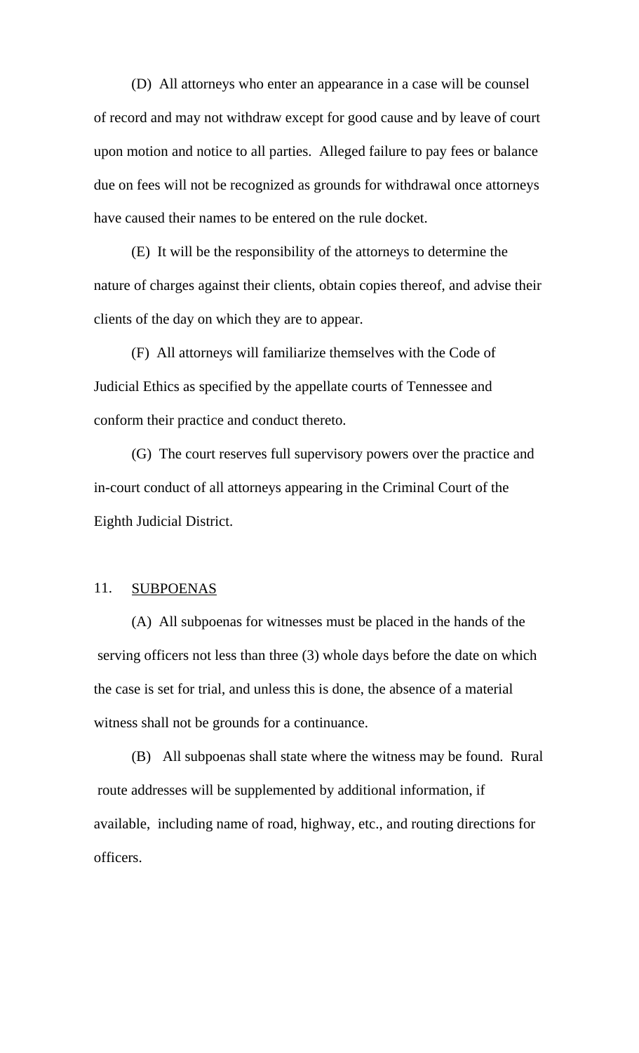(D) All attorneys who enter an appearance in a case will be counsel of record and may not withdraw except for good cause and by leave of court upon motion and notice to all parties. Alleged failure to pay fees or balance due on fees will not be recognized as grounds for withdrawal once attorneys have caused their names to be entered on the rule docket.

(E) It will be the responsibility of the attorneys to determine the nature of charges against their clients, obtain copies thereof, and advise their clients of the day on which they are to appear.

(F) All attorneys will familiarize themselves with the Code of Judicial Ethics as specified by the appellate courts of Tennessee and conform their practice and conduct thereto.

(G) The court reserves full supervisory powers over the practice and in-court conduct of all attorneys appearing in the Criminal Court of the Eighth Judicial District.

11. <u>SUBPOENAS</u>

(A) All subpoenas for witnesses must be placed in the hands of the serving officers not less than three (3) whole days before the date on which the case is set for trial, and unless this is done, the absence of a material witness shall not be grounds for a continuance.

(B) All subpoenas shall state where the witness may be found. Rural route addresses will be supplemented by additional information, if available, including name of road, highway, etc., and routing directions for officers.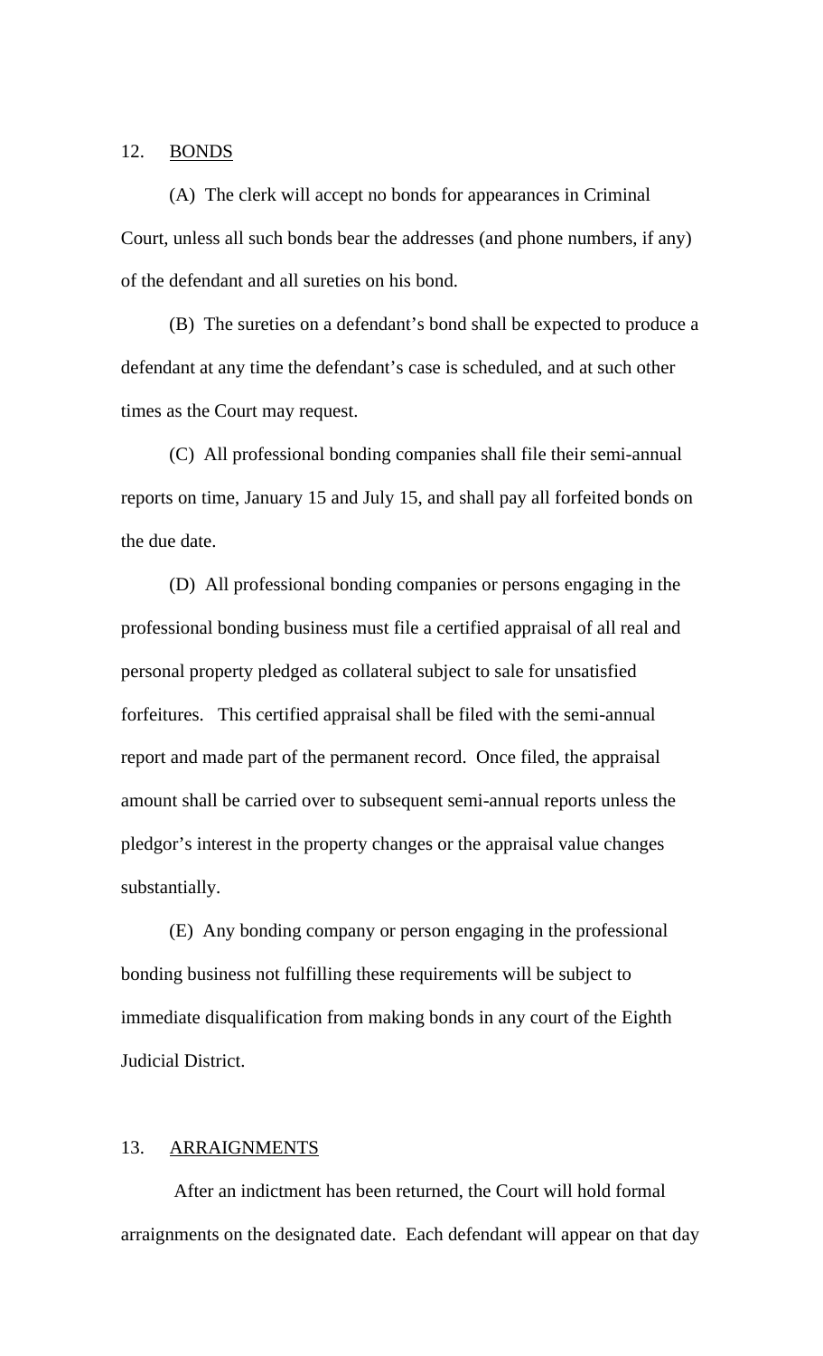## 12. BONDS

(A) The clerk will accept no bonds for appearances in Criminal Court, unless all such bonds bear the addresses (and phone numbers, if any) of the defendant and all sureties on his bond.

(B) The sureties on a defendant's bond shall be expected to produce a defendant at any time the defendant's case is scheduled, and at such other times as the Court may request.

(C) All professional bonding companies shall file their semi-annual reports on time, January 15 and July 15, and shall pay all forfeited bonds on the due date.

(D) All professional bonding companies or persons engaging in the professional bonding business must file a certified appraisal of all real and personal property pledged as collateral subject to sale for unsatisfied forfeitures. This certified appraisal shall be filed with the semi-annual report and made part of the permanent record. Once filed, the appraisal amount shall be carried over to subsequent semi-annual reports unless the pledgor's interest in the property changes or the appraisal value changes substantially.

(E) Any bonding company or person engaging in the professional bonding business not fulfilling these requirements will be subject to immediate disqualification from making bonds in any court of the Eighth Judicial District.

## 13. ARRAIGNMENTS

After an indictment has been returned, the Court will hold formal arraignments on the designated date. Each defendant will appear on that day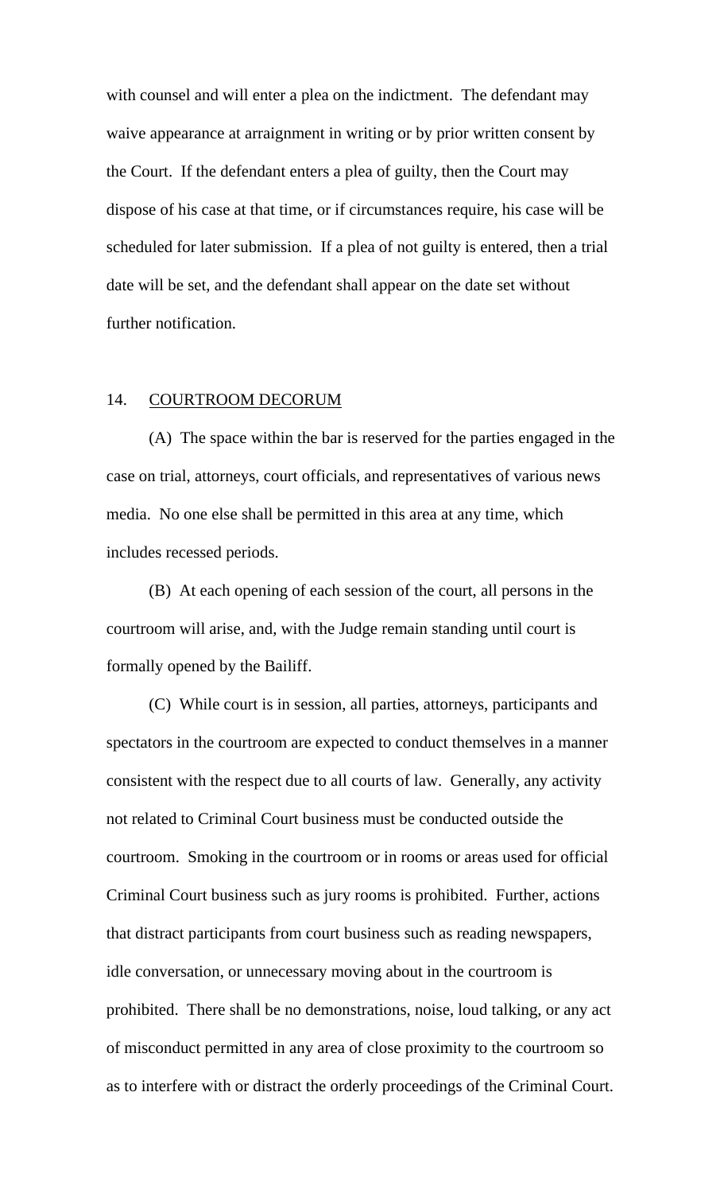with counsel and will enter a plea on the indictment. The defendant may waive appearance at arraignment in writing or by prior written consent by the Court. If the defendant enters a plea of guilty, then the Court may dispose of his case at that time, or if circumstances require, his case will be scheduled for later submission. If a plea of not guilty is entered, then a trial date will be set, and the defendant shall appear on the date set without further notification.

## 14. COURTROOM DECORUM

(A) The space within the bar is reserved for the parties engaged in the case on trial, attorneys, court officials, and representatives of various news media. No one else shall be permitted in this area at any time, which includes recessed periods.

(B) At each opening of each session of the court, all persons in the courtroom will arise, and, with the Judge remain standing until court is formally opened by the Bailiff.

(C) While court is in session, all parties, attorneys, participants and spectators in the courtroom are expected to conduct themselves in a manner consistent with the respect due to all courts of law. Generally, any activity not related to Criminal Court business must be conducted outside the courtroom. Smoking in the courtroom or in rooms or areas used for official Criminal Court business such as jury rooms is prohibited. Further, actions that distract participants from court business such as reading newspapers, idle conversation, or unnecessary moving about in the courtroom is prohibited. There shall be no demonstrations, noise, loud talking, or any act of misconduct permitted in any area of close proximity to the courtroom so as to interfere with or distract the orderly proceedings of the Criminal Court.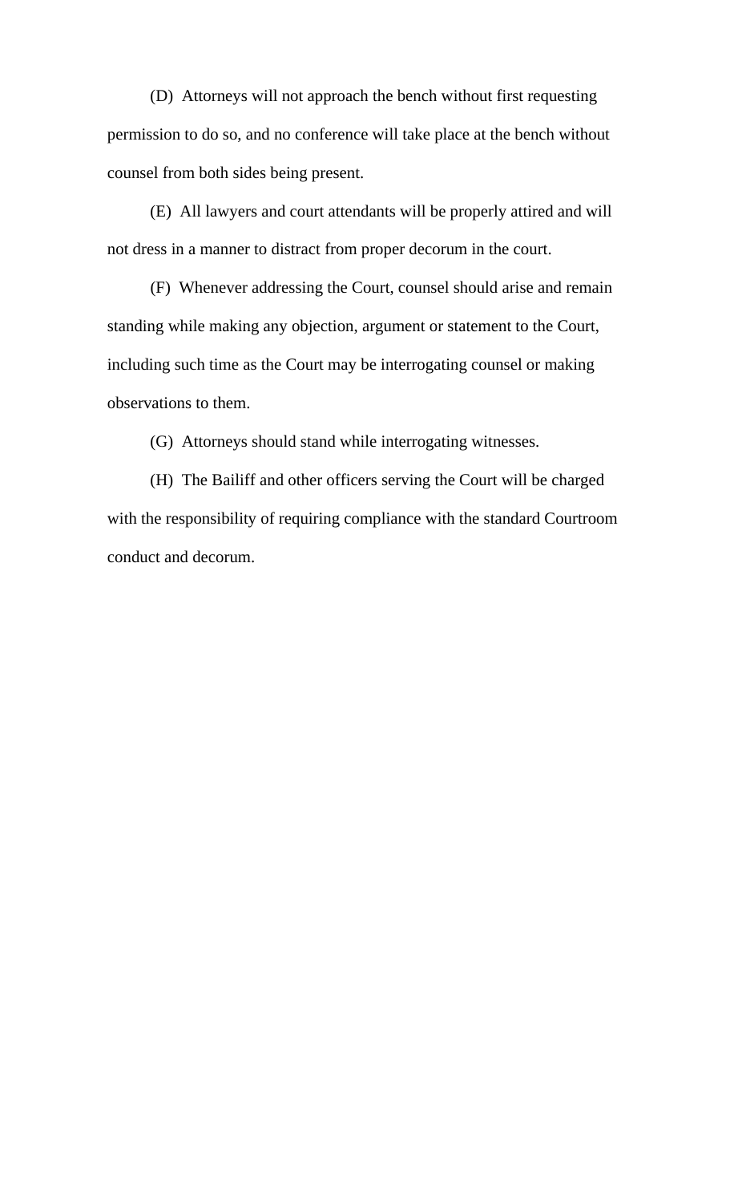(D) Attorneys will not approach the bench without first requesting permission to do so, and no conference will take place at the bench without counsel from both sides being present.

(E) All lawyers and court attendants will be properly attired and will not dress in a manner to distract from proper decorum in the court.

(F) Whenever addressing the Court, counsel should arise and remain standing while making any objection, argument or statement to the Court, including such time as the Court may be interrogating counsel or making observations to them.

(G) Attorneys should stand while interrogating witnesses.

(H) The Bailiff and other officers serving the Court will be charged with the responsibility of requiring compliance with the standard Courtroom conduct and decorum.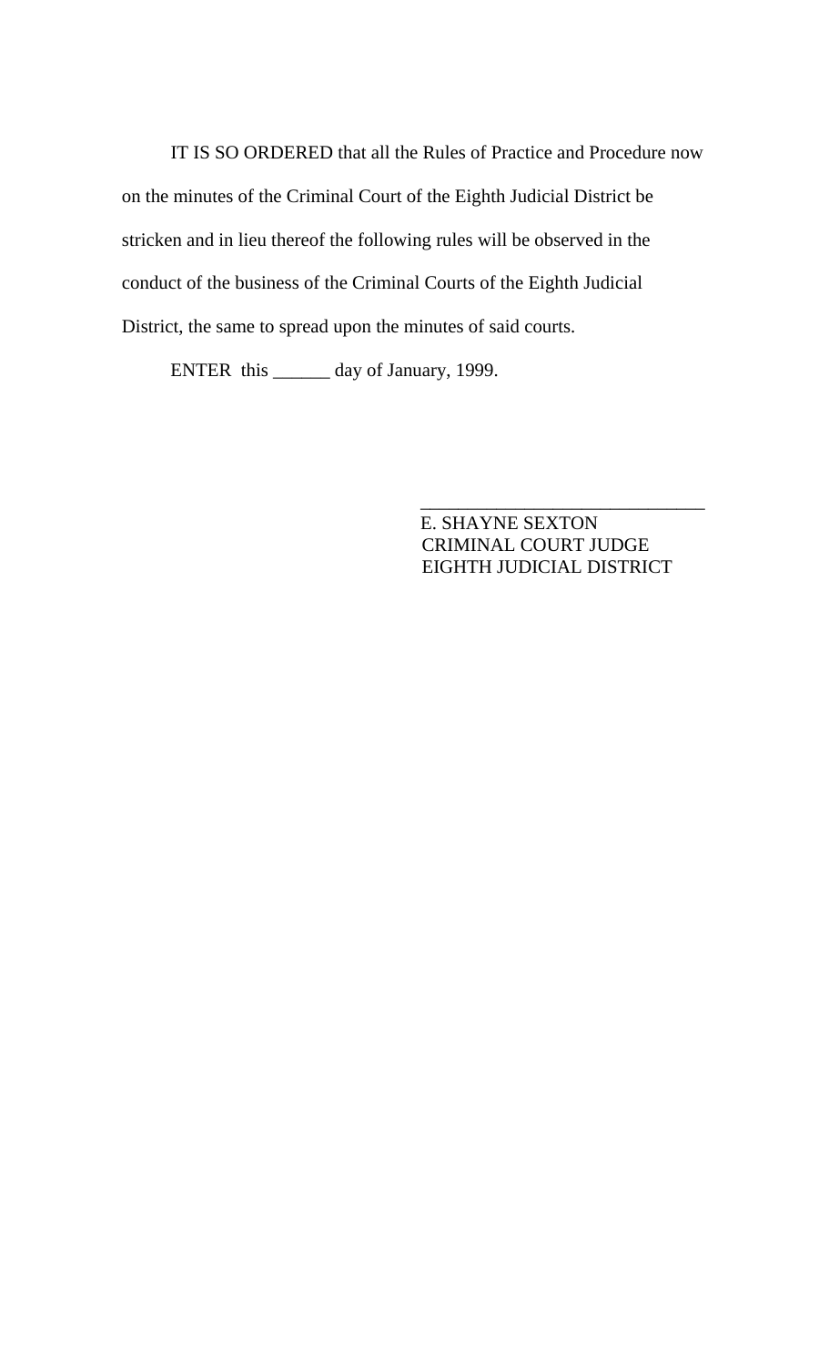IT IS SO ORDERED that all the Rules of Practice and Procedure now on the minutes of the Criminal Court of the Eighth Judicial District be stricken and in lieu thereof the following rules will be observed in the conduct of the business of the Criminal Courts of the Eighth Judicial District, the same to spread upon the minutes of said courts.

ENTER this ______ day of January, 1999.

______________________________
E. SHAYNE SEXTON
CRIMINAL COURT JUDGE
EIGHTH JUDICIAL DISTRICT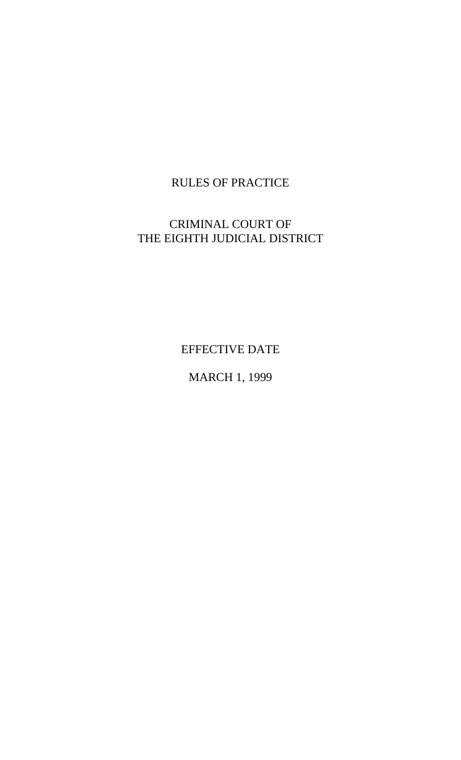# RULES OF PRACTICE

## CRIMINAL COURT OF THE EIGHTH JUDICIAL DISTRICT

EFFECTIVE DATE

MARCH 1, 1999